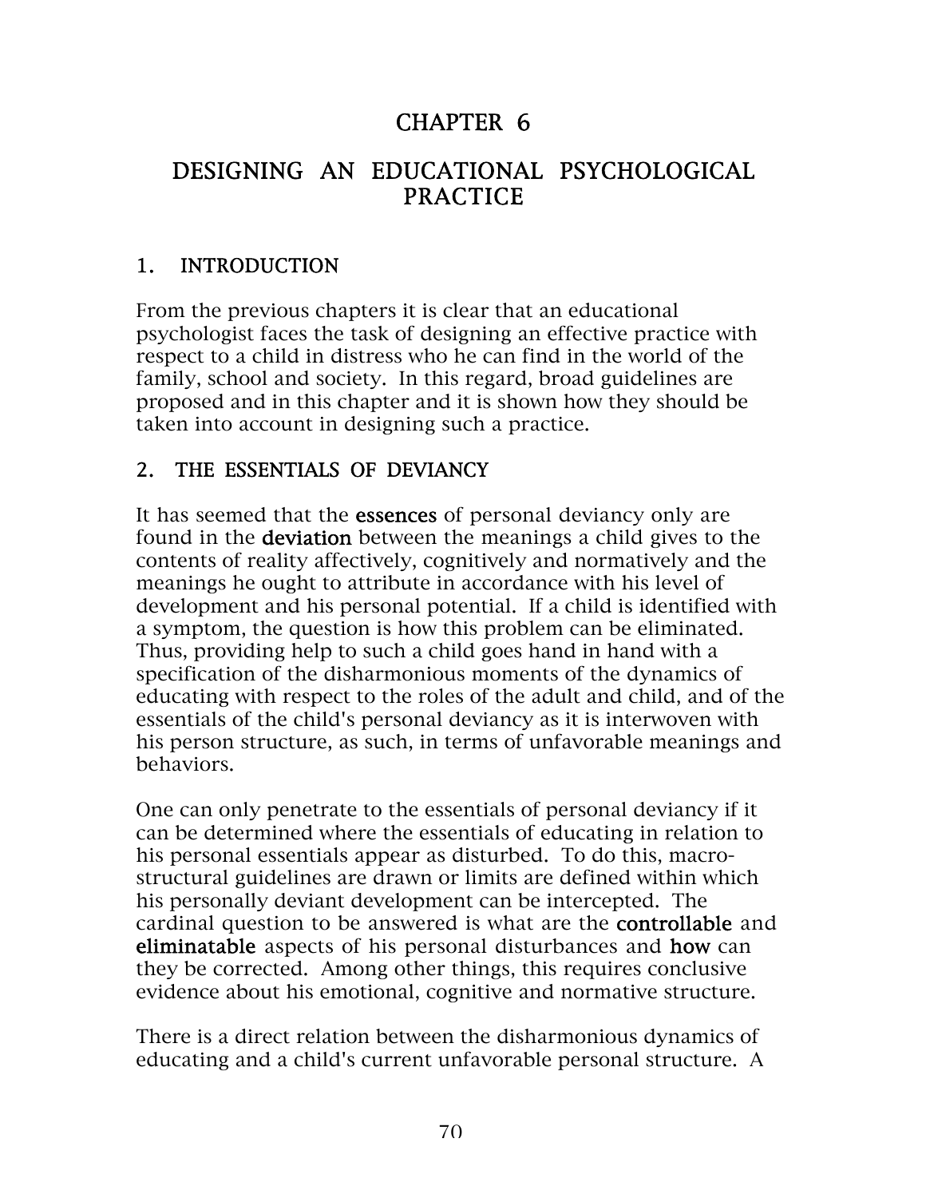# CHAPTER 6

# DESIGNING AN EDUCATIONAL PSYCHOLOGICAL PRACTICE

## 1. INTRODUCTION

From the previous chapters it is clear that an educational psychologist faces the task of designing an effective practice with respect to a child in distress who he can find in the world of the family, school and society. In this regard, broad guidelines are proposed and in this chapter and it is shown how they should be taken into account in designing such a practice.

## 2. THE ESSENTIALS OF DEVIANCY

It has seemed that the **essences** of personal deviancy only are found in the **deviation** between the meanings a child gives to the contents of reality affectively, cognitively and normatively and the meanings he ought to attribute in accordance with his level of development and his personal potential. If a child is identified with a symptom, the question is how this problem can be eliminated. Thus, providing help to such a child goes hand in hand with a specification of the disharmonious moments of the dynamics of educating with respect to the roles of the adult and child, and of the essentials of the child's personal deviancy as it is interwoven with his person structure, as such, in terms of unfavorable meanings and behaviors.

One can only penetrate to the essentials of personal deviancy if it can be determined where the essentials of educating in relation to his personal essentials appear as disturbed. To do this, macro-structural guidelines are drawn or limits are defined within which his personally deviant development can be intercepted. The cardinal question to be answered is what are the **controllable** and **eliminatable** aspects of his personal disturbances and **how** can they be corrected. Among other things, this requires conclusive evidence about his emotional, cognitive and normative structure.

There is a direct relation between the disharmonious dynamics of educating and a child's current unfavorable personal structure. A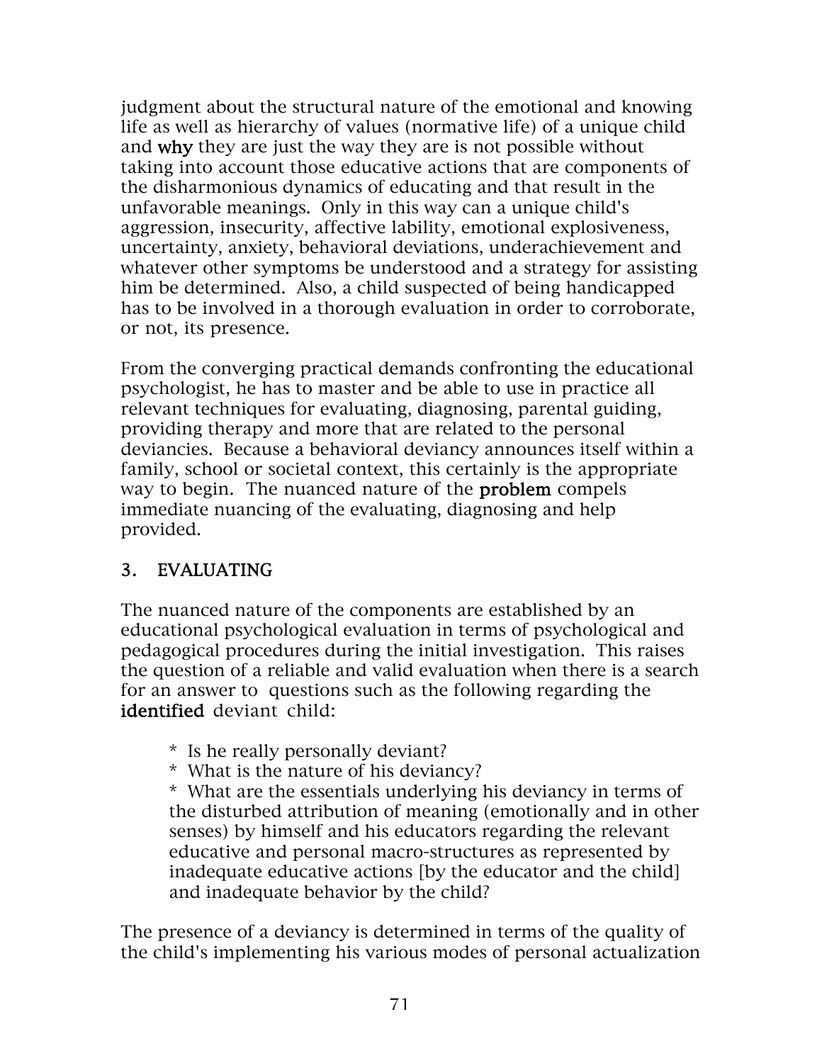judgment about the structural nature of the emotional and knowing life as well as hierarchy of values (normative life) of a unique child and **why** they are just the way they are is not possible without taking into account those educative actions that are components of the disharmonious dynamics of educating and that result in the unfavorable meanings. Only in this way can a unique child's aggression, insecurity, affective lability, emotional explosiveness, uncertainty, anxiety, behavioral deviations, underachievement and whatever other symptoms be understood and a strategy for assisting him be determined. Also, a child suspected of being handicapped has to be involved in a thorough evaluation in order to corroborate, or not, its presence.

From the converging practical demands confronting the educational psychologist, he has to master and be able to use in practice all relevant techniques for evaluating, diagnosing, parental guiding, providing therapy and more that are related to the personal deviancies. Because a behavioral deviancy announces itself within a family, school or societal context, this certainly is the appropriate way to begin. The nuanced nature of the **problem** compels immediate nuancing of the evaluating, diagnosing and help provided.

## 3. EVALUATING

The nuanced nature of the components are established by an educational psychological evaluation in terms of psychological and pedagogical procedures during the initial investigation. This raises the question of a reliable and valid evaluation when there is a search for an answer to questions such as the following regarding the **identified** deviant child:

* Is he really personally deviant?
* What is the nature of his deviancy?
* What are the essentials underlying his deviancy in terms of the disturbed attribution of meaning (emotionally and in other senses) by himself and his educators regarding the relevant educative and personal macro-structures as represented by inadequate educative actions [by the educator and the child] and inadequate behavior by the child?

The presence of a deviancy is determined in terms of the quality of the child's implementing his various modes of personal actualization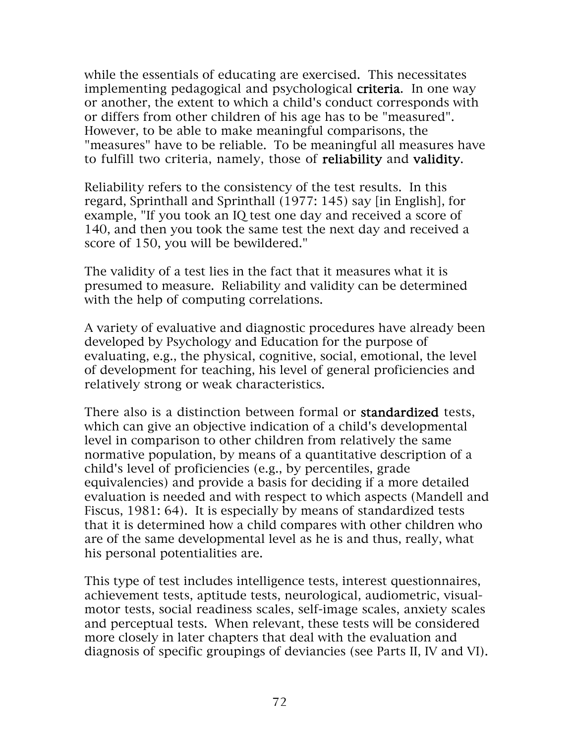while the essentials of educating are exercised. This necessitates implementing pedagogical and psychological **criteria**. In one way or another, the extent to which a child's conduct corresponds with or differs from other children of his age has to be "measured". However, to be able to make meaningful comparisons, the "measures" have to be reliable. To be meaningful all measures have to fulfill two criteria, namely, those of **reliability** and **validity**.

Reliability refers to the consistency of the test results. In this regard, Sprinthall and Sprinthall (1977: 145) say [in English], for example, "If you took an IQ test one day and received a score of 140, and then you took the same test the next day and received a score of 150, you will be bewildered."

The validity of a test lies in the fact that it measures what it is presumed to measure. Reliability and validity can be determined with the help of computing correlations.

A variety of evaluative and diagnostic procedures have already been developed by Psychology and Education for the purpose of evaluating, e.g., the physical, cognitive, social, emotional, the level of development for teaching, his level of general proficiencies and relatively strong or weak characteristics.

There also is a distinction between formal or **standardized** tests, which can give an objective indication of a child's developmental level in comparison to other children from relatively the same normative population, by means of a quantitative description of a child's level of proficiencies (e.g., by percentiles, grade equivalencies) and provide a basis for deciding if a more detailed evaluation is needed and with respect to which aspects (Mandell and Fiscus, 1981: 64). It is especially by means of standardized tests that it is determined how a child compares with other children who are of the same developmental level as he is and thus, really, what his personal potentialities are.

This type of test includes intelligence tests, interest questionnaires, achievement tests, aptitude tests, neurological, audiometric, visual-motor tests, social readiness scales, self-image scales, anxiety scales and perceptual tests. When relevant, these tests will be considered more closely in later chapters that deal with the evaluation and diagnosis of specific groupings of deviancies (see Parts II, IV and VI).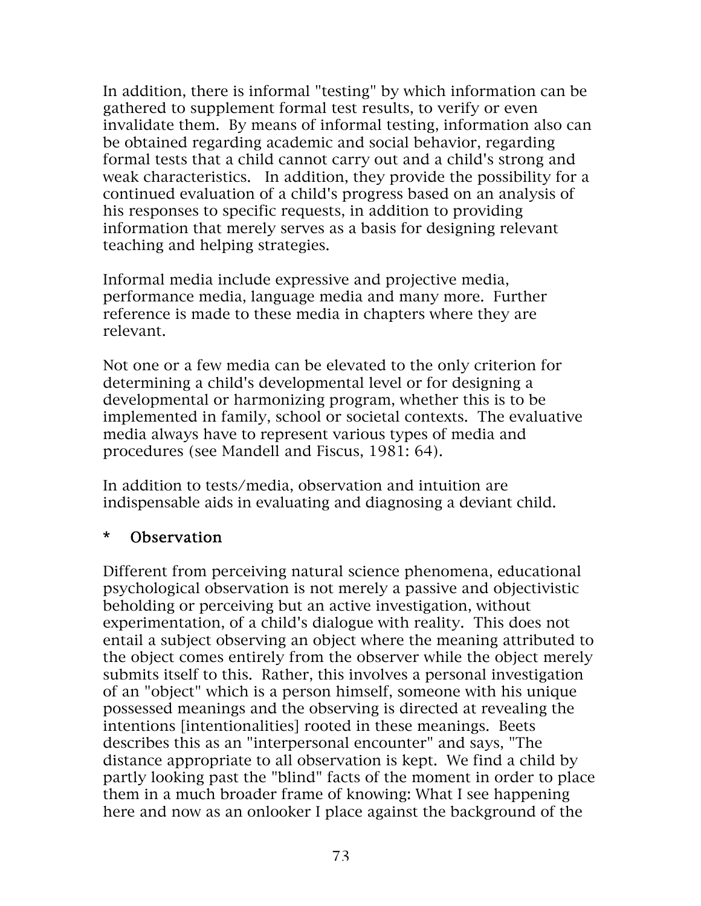In addition, there is informal "testing" by which information can be gathered to supplement formal test results, to verify or even invalidate them. By means of informal testing, information also can be obtained regarding academic and social behavior, regarding formal tests that a child cannot carry out and a child's strong and weak characteristics. In addition, they provide the possibility for a continued evaluation of a child's progress based on an analysis of his responses to specific requests, in addition to providing information that merely serves as a basis for designing relevant teaching and helping strategies.

Informal media include expressive and projective media, performance media, language media and many more. Further reference is made to these media in chapters where they are relevant.

Not one or a few media can be elevated to the only criterion for determining a child's developmental level or for designing a developmental or harmonizing program, whether this is to be implemented in family, school or societal contexts. The evaluative media always have to represent various types of media and procedures (see Mandell and Fiscus, 1981: 64).

In addition to tests/media, observation and intuition are indispensable aids in evaluating and diagnosing a deviant child.

### * Observation

Different from perceiving natural science phenomena, educational psychological observation is not merely a passive and objectivistic beholding or perceiving but an active investigation, without experimentation, of a child's dialogue with reality. This does not entail a subject observing an object where the meaning attributed to the object comes entirely from the observer while the object merely submits itself to this. Rather, this involves a personal investigation of an "object" which is a person himself, someone with his unique possessed meanings and the observing is directed at revealing the intentions [intentionalities] rooted in these meanings. Beets describes this as an "interpersonal encounter" and says, "The distance appropriate to all observation is kept. We find a child by partly looking past the "blind" facts of the moment in order to place them in a much broader frame of knowing: What I see happening here and now as an onlooker I place against the background of the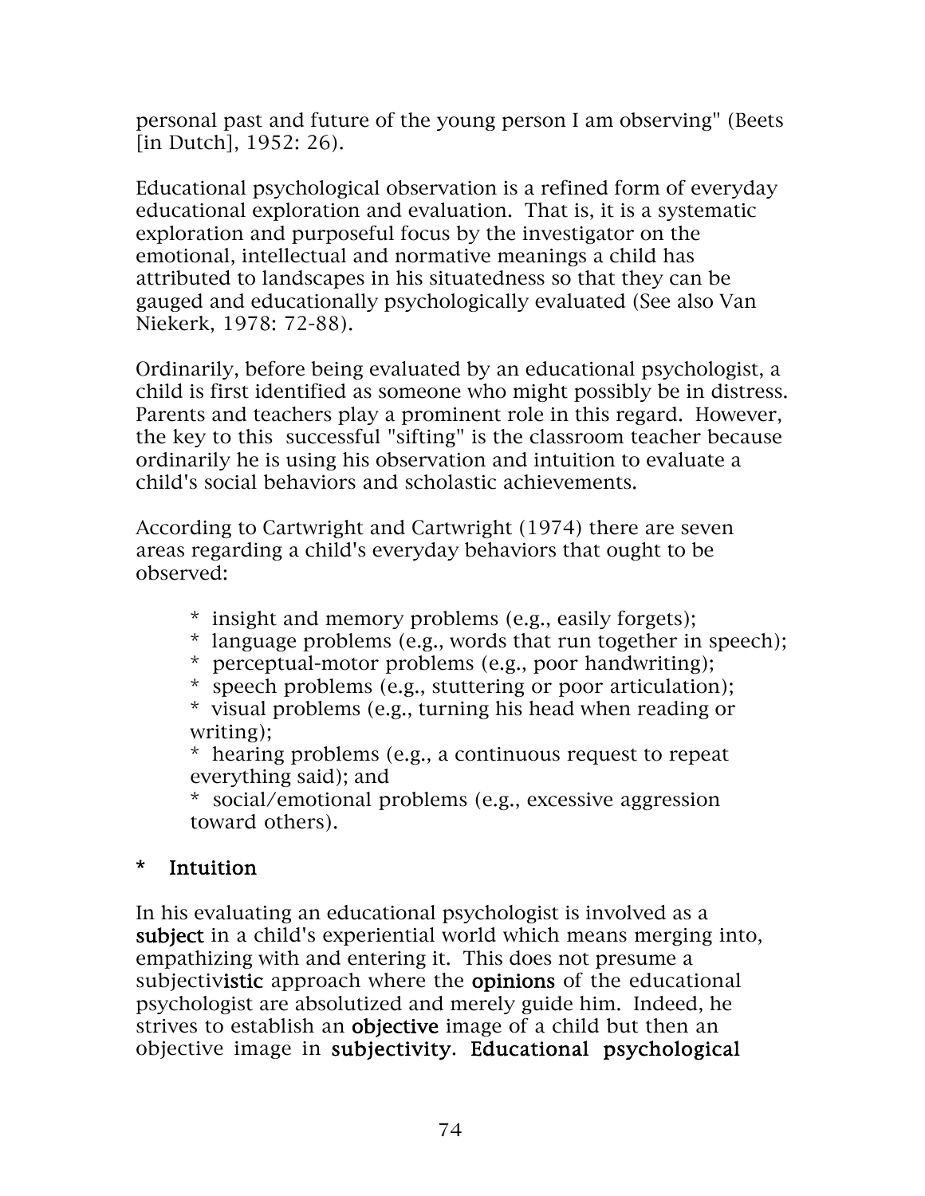personal past and future of the young person I am observing" (Beets [in Dutch], 1952: 26).

Educational psychological observation is a refined form of everyday educational exploration and evaluation. That is, it is a systematic exploration and purposeful focus by the investigator on the emotional, intellectual and normative meanings a child has attributed to landscapes in his situatedness so that they can be gauged and educationally psychologically evaluated (See also Van Niekerk, 1978: 72-88).

Ordinarily, before being evaluated by an educational psychologist, a child is first identified as someone who might possibly be in distress. Parents and teachers play a prominent role in this regard. However, the key to this successful "sifting" is the classroom teacher because ordinarily he is using his observation and intuition to evaluate a child's social behaviors and scholastic achievements.

According to Cartwright and Cartwright (1974) there are seven areas regarding a child's everyday behaviors that ought to be observed:

* insight and memory problems (e.g., easily forgets);
* language problems (e.g., words that run together in speech);
* perceptual-motor problems (e.g., poor handwriting);
* speech problems (e.g., stuttering or poor articulation);
* visual problems (e.g., turning his head when reading or writing);
* hearing problems (e.g., a continuous request to repeat everything said); and
* social/emotional problems (e.g., excessive aggression toward others).

### * Intuition

In his evaluating an educational psychologist is involved as a **subject** in a child's experiential world which means merging into, empathizing with and entering it. This does not presume a subjectiv**istic** approach where the **opinions** of the educational psychologist are absolutized and merely guide him. Indeed, he strives to establish an **objective** image of a child but then an objective image in **subjectivity**. **Educational psychological**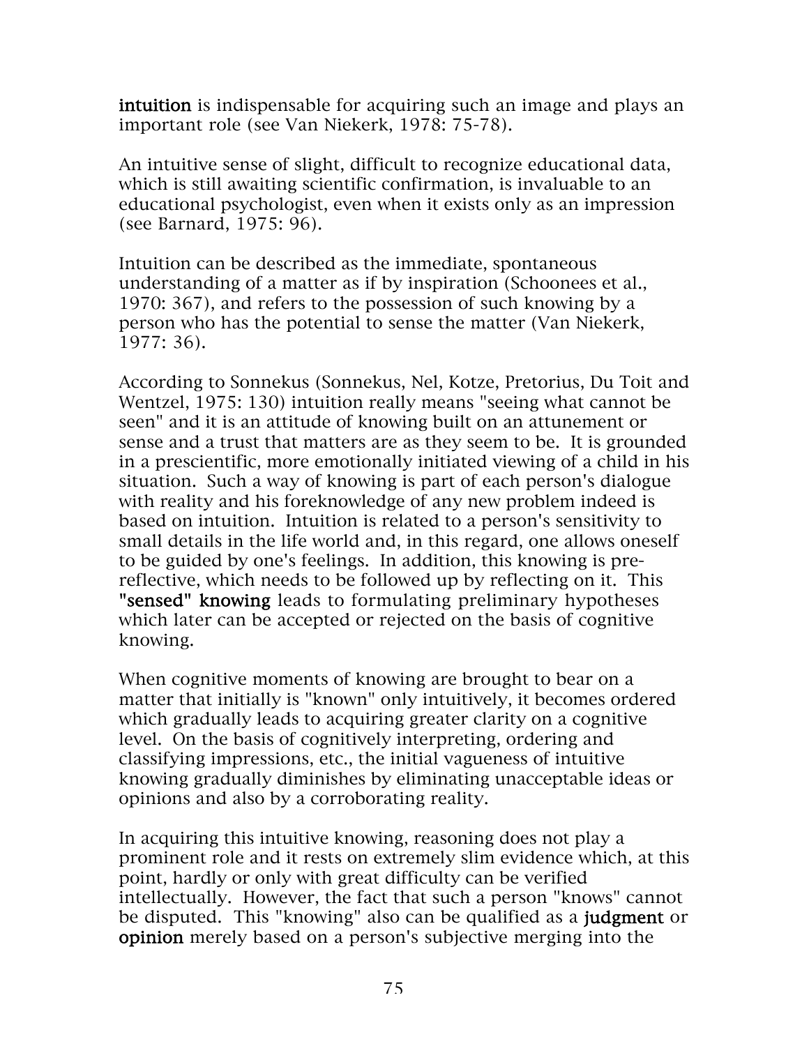**intuition** is indispensable for acquiring such an image and plays an important role (see Van Niekerk, 1978: 75-78).

An intuitive sense of slight, difficult to recognize educational data, which is still awaiting scientific confirmation, is invaluable to an educational psychologist, even when it exists only as an impression (see Barnard, 1975: 96).

Intuition can be described as the immediate, spontaneous understanding of a matter as if by inspiration (Schoonees et al., 1970: 367), and refers to the possession of such knowing by a person who has the potential to sense the matter (Van Niekerk, 1977: 36).

According to Sonnekus (Sonnekus, Nel, Kotze, Pretorius, Du Toit and Wentzel, 1975: 130) intuition really means "seeing what cannot be seen" and it is an attitude of knowing built on an attunement or sense and a trust that matters are as they seem to be. It is grounded in a prescientific, more emotionally initiated viewing of a child in his situation. Such a way of knowing is part of each person's dialogue with reality and his foreknowledge of any new problem indeed is based on intuition. Intuition is related to a person's sensitivity to small details in the life world and, in this regard, one allows oneself to be guided by one's feelings. In addition, this knowing is pre-reflective, which needs to be followed up by reflecting on it. This **"sensed" knowing** leads to formulating preliminary hypotheses which later can be accepted or rejected on the basis of cognitive knowing.

When cognitive moments of knowing are brought to bear on a matter that initially is "known" only intuitively, it becomes ordered which gradually leads to acquiring greater clarity on a cognitive level. On the basis of cognitively interpreting, ordering and classifying impressions, etc., the initial vagueness of intuitive knowing gradually diminishes by eliminating unacceptable ideas or opinions and also by a corroborating reality.

In acquiring this intuitive knowing, reasoning does not play a prominent role and it rests on extremely slim evidence which, at this point, hardly or only with great difficulty can be verified intellectually. However, the fact that such a person "knows" cannot be disputed. This "knowing" also can be qualified as a **judgment** or **opinion** merely based on a person's subjective merging into the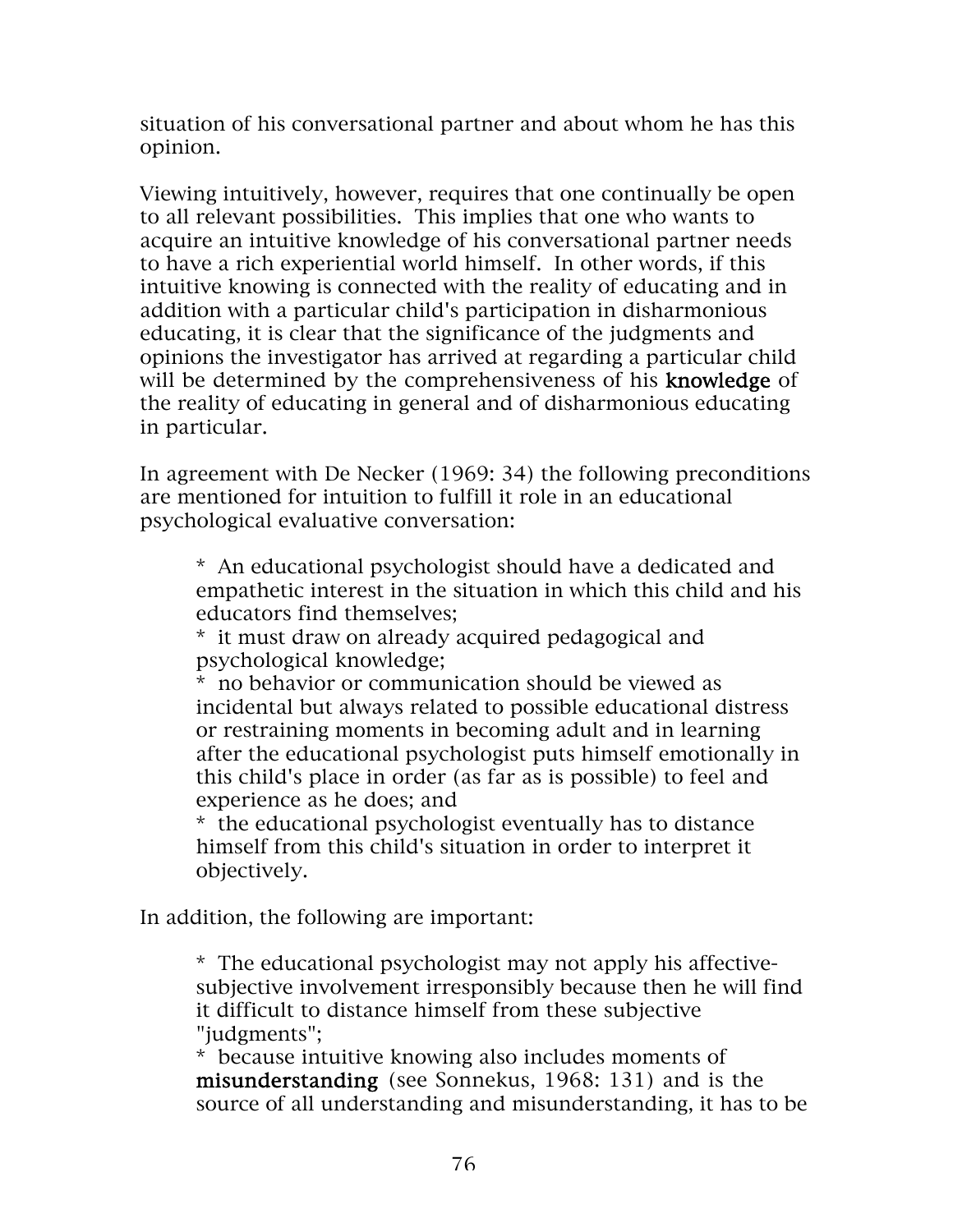situation of his conversational partner and about whom he has this opinion.

Viewing intuitively, however, requires that one continually be open to all relevant possibilities. This implies that one who wants to acquire an intuitive knowledge of his conversational partner needs to have a rich experiential world himself. In other words, if this intuitive knowing is connected with the reality of educating and in addition with a particular child's participation in disharmonious educating, it is clear that the significance of the judgments and opinions the investigator has arrived at regarding a particular child will be determined by the comprehensiveness of his **knowledge** of the reality of educating in general and of disharmonious educating in particular.

In agreement with De Necker (1969: 34) the following preconditions are mentioned for intuition to fulfill it role in an educational psychological evaluative conversation:

> * An educational psychologist should have a dedicated and empathetic interest in the situation in which this child and his educators find themselves;
> * it must draw on already acquired pedagogical and psychological knowledge;
> * no behavior or communication should be viewed as incidental but always related to possible educational distress or restraining moments in becoming adult and in learning after the educational psychologist puts himself emotionally in this child's place in order (as far as is possible) to feel and experience as he does; and
> * the educational psychologist eventually has to distance himself from this child's situation in order to interpret it objectively.

In addition, the following are important:

> * The educational psychologist may not apply his affective-subjective involvement irresponsibly because then he will find it difficult to distance himself from these subjective "judgments";
> * because intuitive knowing also includes moments of **misunderstanding** (see Sonnekus, 1968: 131) and is the source of all understanding and misunderstanding, it has to be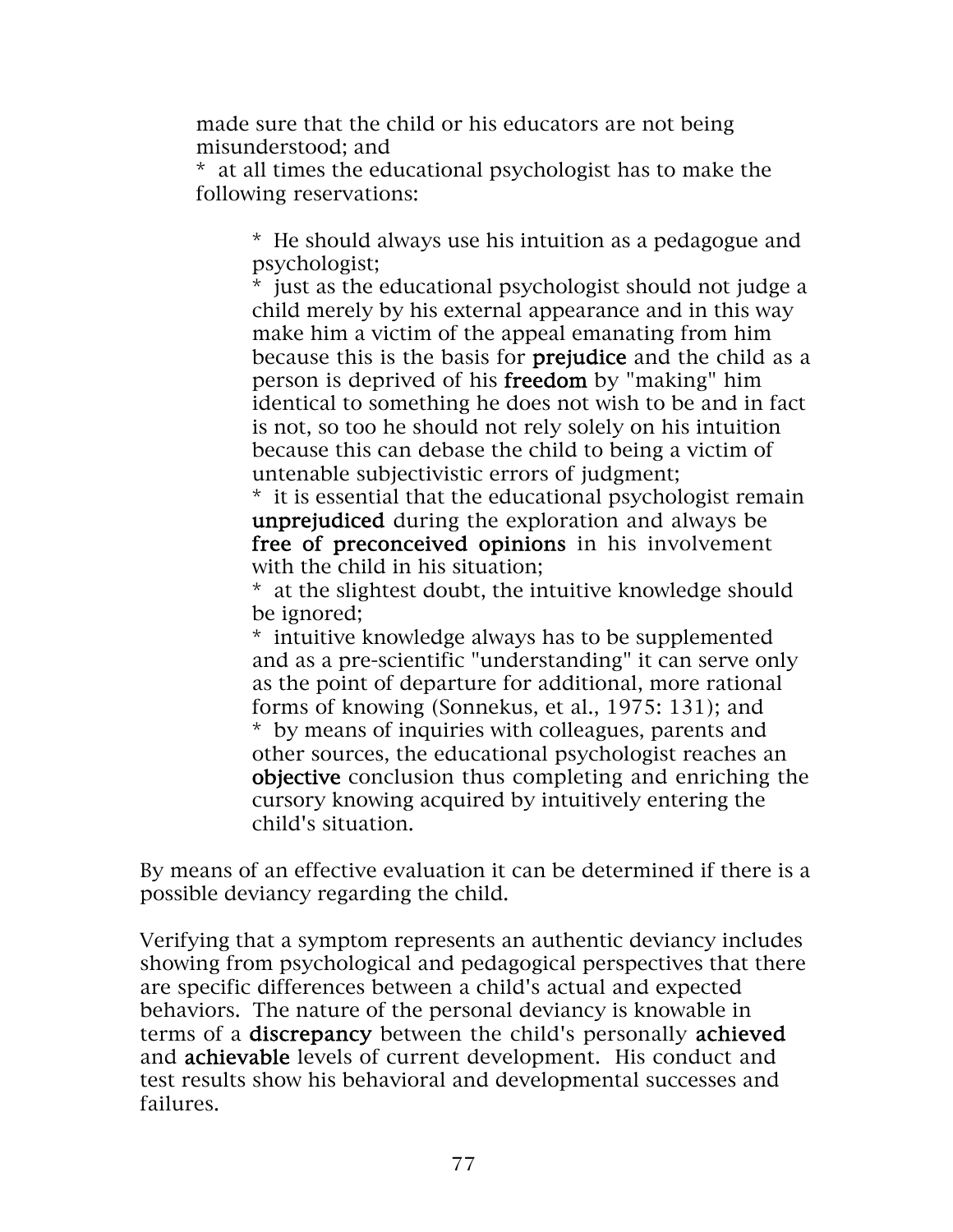made sure that the child or his educators are not being misunderstood; and

* at all times the educational psychologist has to make the following reservations:

    * He should always use his intuition as a pedagogue and psychologist;
    * just as the educational psychologist should not judge a child merely by his external appearance and in this way make him a victim of the appeal emanating from him because this is the basis for **prejudice** and the child as a person is deprived of his **freedom** by "making" him identical to something he does not wish to be and in fact is not, so too he should not rely solely on his intuition because this can debase the child to being a victim of untenable subjectivistic errors of judgment;
    * it is essential that the educational psychologist remain **unprejudiced** during the exploration and always be **free of preconceived opinions** in his involvement with the child in his situation;
    * at the slightest doubt, the intuitive knowledge should be ignored;
    * intuitive knowledge always has to be supplemented and as a pre-scientific "understanding" it can serve only as the point of departure for additional, more rational forms of knowing (Sonnekus, et al., 1975: 131); and
    * by means of inquiries with colleagues, parents and other sources, the educational psychologist reaches an **objective** conclusion thus completing and enriching the cursory knowing acquired by intuitively entering the child's situation.

By means of an effective evaluation it can be determined if there is a possible deviancy regarding the child.

Verifying that a symptom represents an authentic deviancy includes showing from psychological and pedagogical perspectives that there are specific differences between a child's actual and expected behaviors. The nature of the personal deviancy is knowable in terms of a **discrepancy** between the child's personally **achieved** and **achievable** levels of current development. His conduct and test results show his behavioral and developmental successes and failures.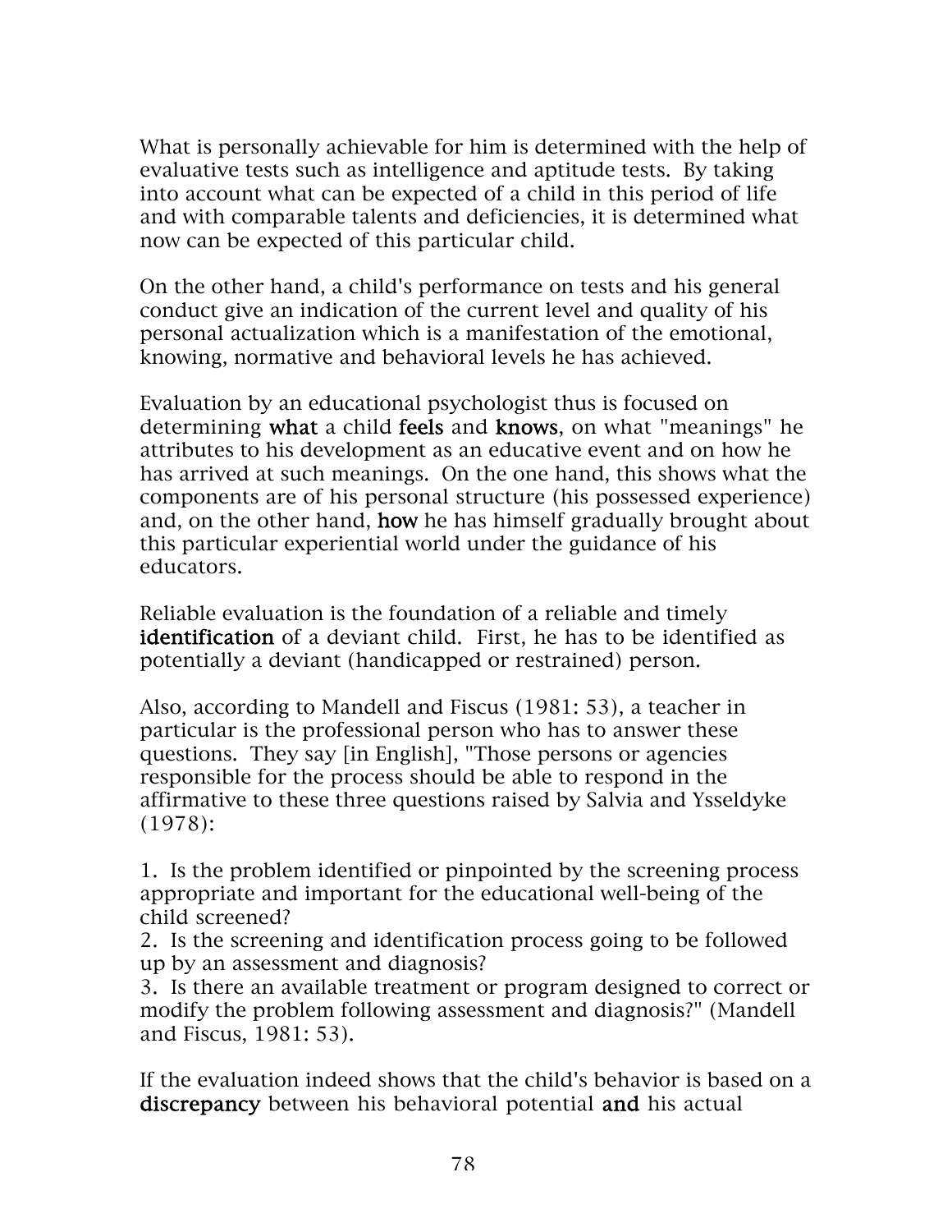What is personally achievable for him is determined with the help of evaluative tests such as intelligence and aptitude tests. By taking into account what can be expected of a child in this period of life and with comparable talents and deficiencies, it is determined what now can be expected of this particular child.

On the other hand, a child's performance on tests and his general conduct give an indication of the current level and quality of his personal actualization which is a manifestation of the emotional, knowing, normative and behavioral levels he has achieved.

Evaluation by an educational psychologist thus is focused on determining **what** a child **feels** and **knows**, on what "meanings" he attributes to his development as an educative event and on how he has arrived at such meanings. On the one hand, this shows what the components are of his personal structure (his possessed experience) and, on the other hand, **how** he has himself gradually brought about this particular experiential world under the guidance of his educators.

Reliable evaluation is the foundation of a reliable and timely **identification** of a deviant child. First, he has to be identified as potentially a deviant (handicapped or restrained) person.

Also, according to Mandell and Fiscus (1981: 53), a teacher in particular is the professional person who has to answer these questions. They say [in English], "Those persons or agencies responsible for the process should be able to respond in the affirmative to these three questions raised by Salvia and Ysseldyke (1978):

1. Is the problem identified or pinpointed by the screening process appropriate and important for the educational well-being of the child screened?
2. Is the screening and identification process going to be followed up by an assessment and diagnosis?
3. Is there an available treatment or program designed to correct or modify the problem following assessment and diagnosis?" (Mandell and Fiscus, 1981: 53).

If the evaluation indeed shows that the child's behavior is based on a **discrepancy** between his behavioral potential **and** his actual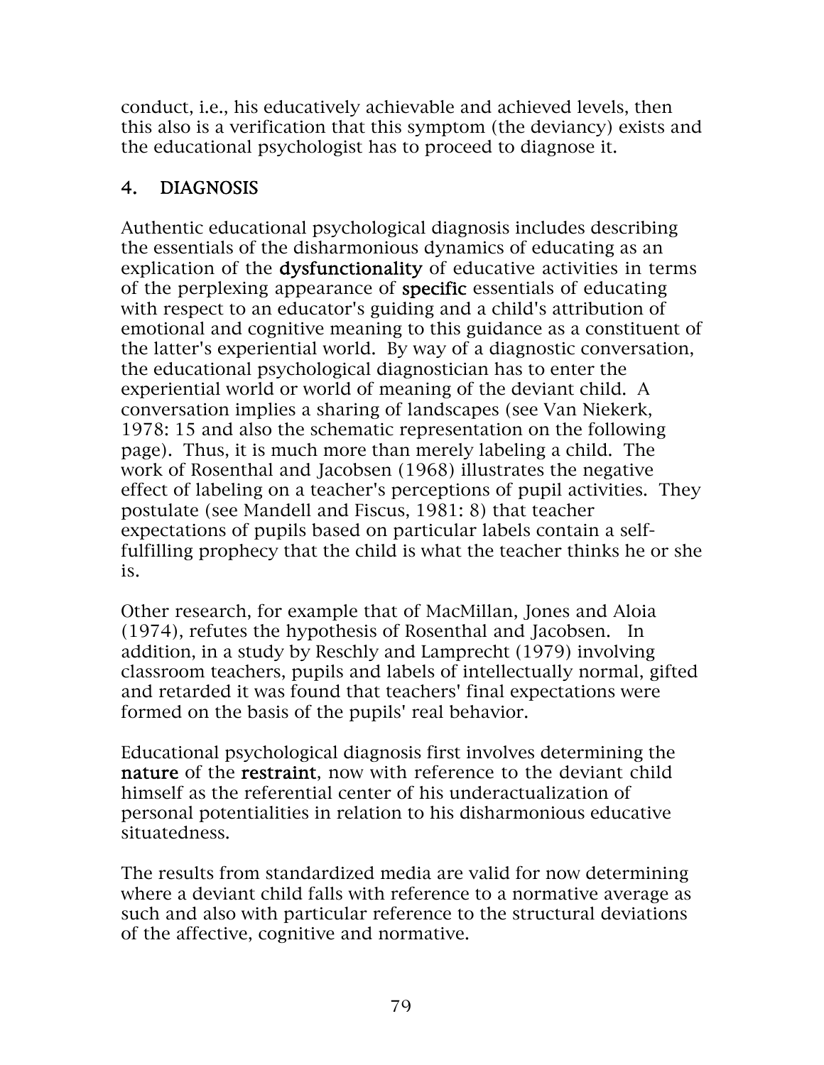conduct, i.e., his educatively achievable and achieved levels, then this also is a verification that this symptom (the deviancy) exists and the educational psychologist has to proceed to diagnose it.

## 4. DIAGNOSIS

Authentic educational psychological diagnosis includes describing the essentials of the disharmonious dynamics of educating as an explication of the **dysfunctionality** of educative activities in terms of the perplexing appearance of **specific** essentials of educating with respect to an educator's guiding and a child's attribution of emotional and cognitive meaning to this guidance as a constituent of the latter's experiential world. By way of a diagnostic conversation, the educational psychological diagnostician has to enter the experiential world or world of meaning of the deviant child. A conversation implies a sharing of landscapes (see Van Niekerk, 1978: 15 and also the schematic representation on the following page). Thus, it is much more than merely labeling a child. The work of Rosenthal and Jacobsen (1968) illustrates the negative effect of labeling on a teacher's perceptions of pupil activities. They postulate (see Mandell and Fiscus, 1981: 8) that teacher expectations of pupils based on particular labels contain a self-fulfilling prophecy that the child is what the teacher thinks he or she is.

Other research, for example that of MacMillan, Jones and Aloia (1974), refutes the hypothesis of Rosenthal and Jacobsen. In addition, in a study by Reschly and Lamprecht (1979) involving classroom teachers, pupils and labels of intellectually normal, gifted and retarded it was found that teachers' final expectations were formed on the basis of the pupils' real behavior.

Educational psychological diagnosis first involves determining the **nature** of the **restraint**, now with reference to the deviant child himself as the referential center of his underactualization of personal potentialities in relation to his disharmonious educative situatedness.

The results from standardized media are valid for now determining where a deviant child falls with reference to a normative average as such and also with particular reference to the structural deviations of the affective, cognitive and normative.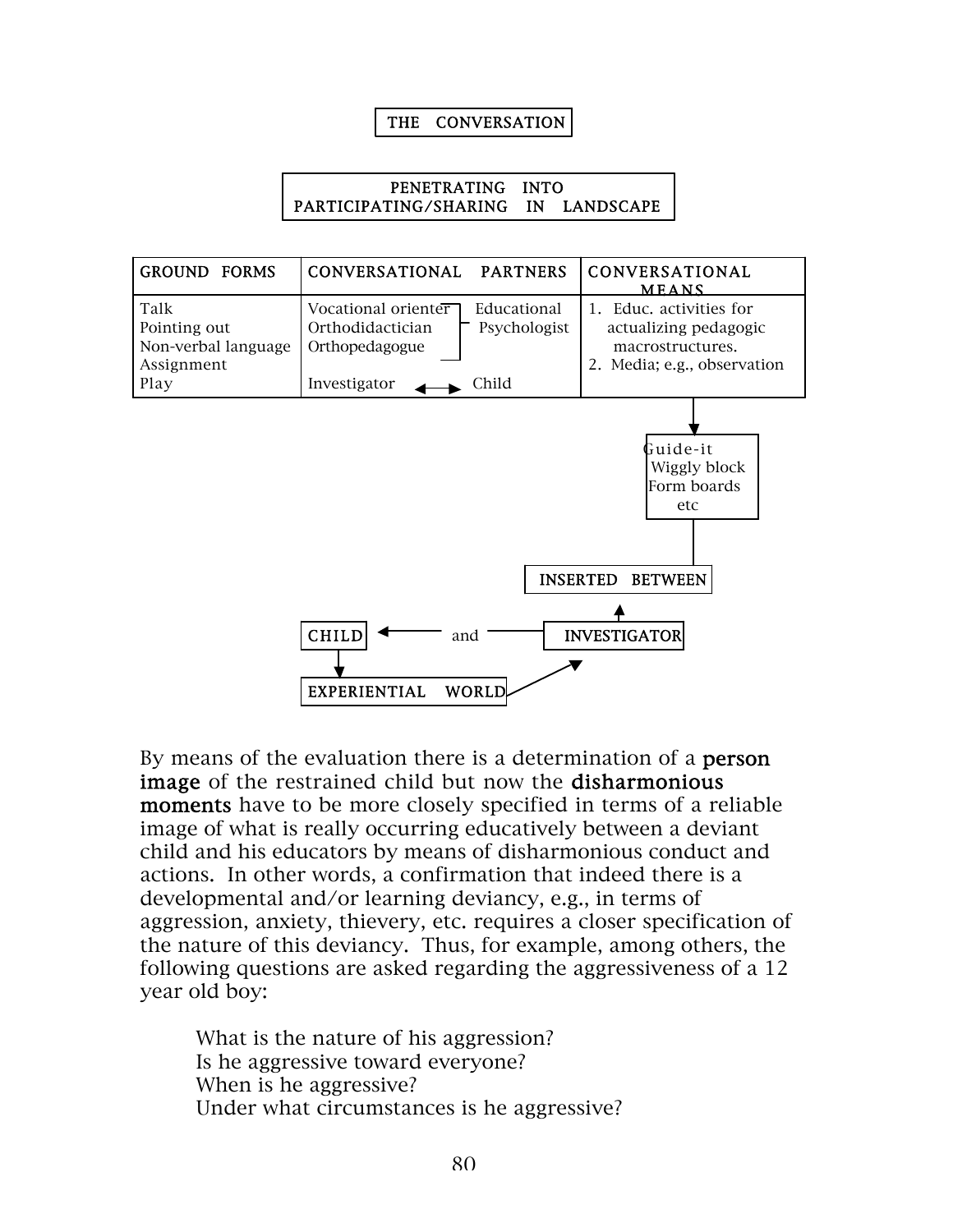THE CONVERSATION

PENETRATING INTO
PARTICIPATING/SHARING IN LANDSCAPE

| GROUND FORMS | CONVERSATIONAL PARTNERS | CONVERSATIONAL MEANS |
|---|---|---|
| Talk<br>Pointing out<br>Non-verbal language<br>Assignment<br>Play | Vocational orienter / Orthodidactician / Orthopedagogue — Educational Psychologist<br><br>Investigator ↔ Child | 1. Educ. activities for actualizing pedagogic macrostructures.<br>2. Media; e.g., observation |

Guide-it
Wiggly block
Form boards
etc

INSERTED BETWEEN

CHILD ← and — INVESTIGATOR

EXPERIENTIAL WORLD

By means of the evaluation there is a determination of a **person image** of the restrained child but now the **disharmonious moments** have to be more closely specified in terms of a reliable image of what is really occurring educatively between a deviant child and his educators by means of disharmonious conduct and actions. In other words, a confirmation that indeed there is a developmental and/or learning deviancy, e.g., in terms of aggression, anxiety, thievery, etc. requires a closer specification of the nature of this deviancy. Thus, for example, among others, the following questions are asked regarding the aggressiveness of a 12 year old boy:

What is the nature of his aggression?
Is he aggressive toward everyone?
When is he aggressive?
Under what circumstances is he aggressive?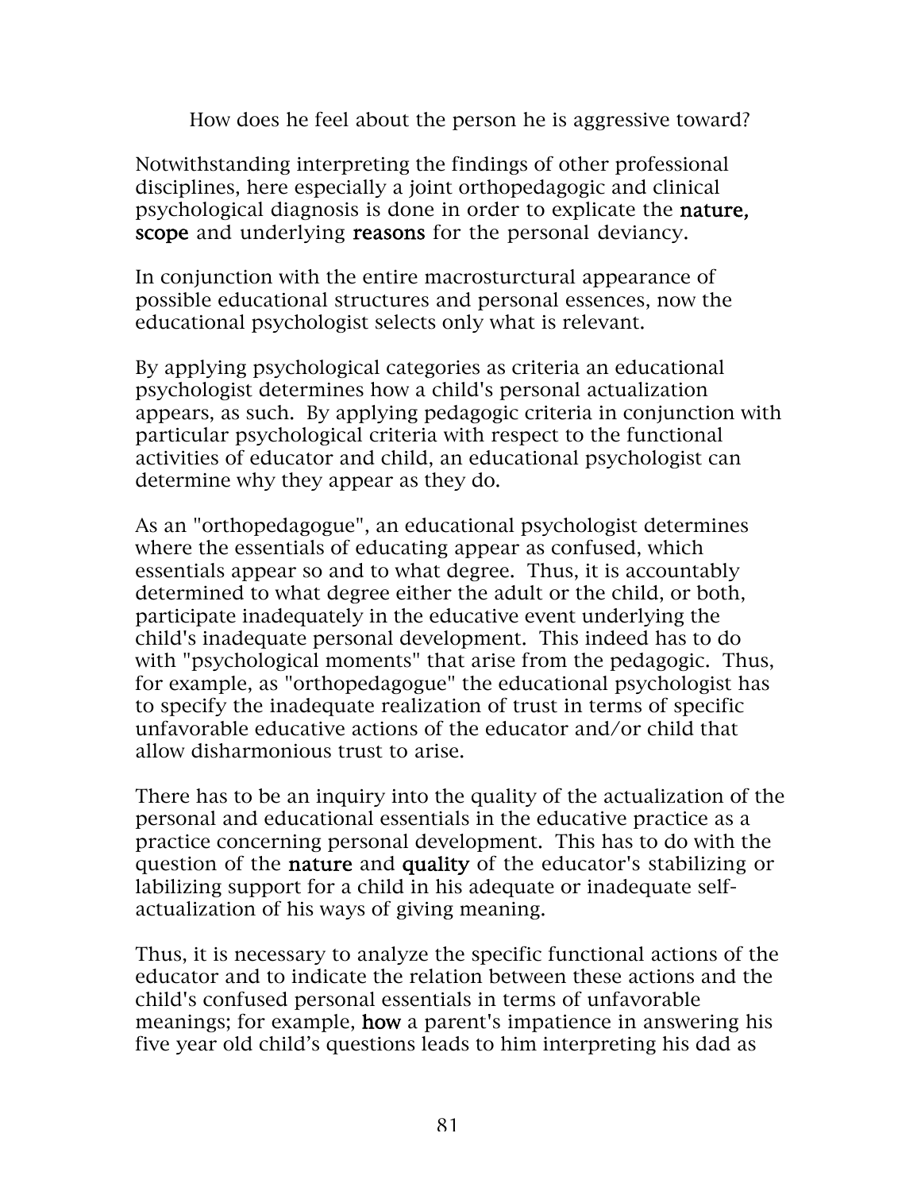How does he feel about the person he is aggressive toward?

Notwithstanding interpreting the findings of other professional disciplines, here especially a joint orthopedagogic and clinical psychological diagnosis is done in order to explicate the **nature, scope** and underlying **reasons** for the personal deviancy.

In conjunction with the entire macrosturctural appearance of possible educational structures and personal essences, now the educational psychologist selects only what is relevant.

By applying psychological categories as criteria an educational psychologist determines how a child's personal actualization appears, as such. By applying pedagogic criteria in conjunction with particular psychological criteria with respect to the functional activities of educator and child, an educational psychologist can determine why they appear as they do.

As an "orthopedagogue", an educational psychologist determines where the essentials of educating appear as confused, which essentials appear so and to what degree. Thus, it is accountably determined to what degree either the adult or the child, or both, participate inadequately in the educative event underlying the child's inadequate personal development. This indeed has to do with "psychological moments" that arise from the pedagogic. Thus, for example, as "orthopedagogue" the educational psychologist has to specify the inadequate realization of trust in terms of specific unfavorable educative actions of the educator and/or child that allow disharmonious trust to arise.

There has to be an inquiry into the quality of the actualization of the personal and educational essentials in the educative practice as a practice concerning personal development. This has to do with the question of the **nature** and **quality** of the educator's stabilizing or labilizing support for a child in his adequate or inadequate self-actualization of his ways of giving meaning.

Thus, it is necessary to analyze the specific functional actions of the educator and to indicate the relation between these actions and the child's confused personal essentials in terms of unfavorable meanings; for example, **how** a parent's impatience in answering his five year old child's questions leads to him interpreting his dad as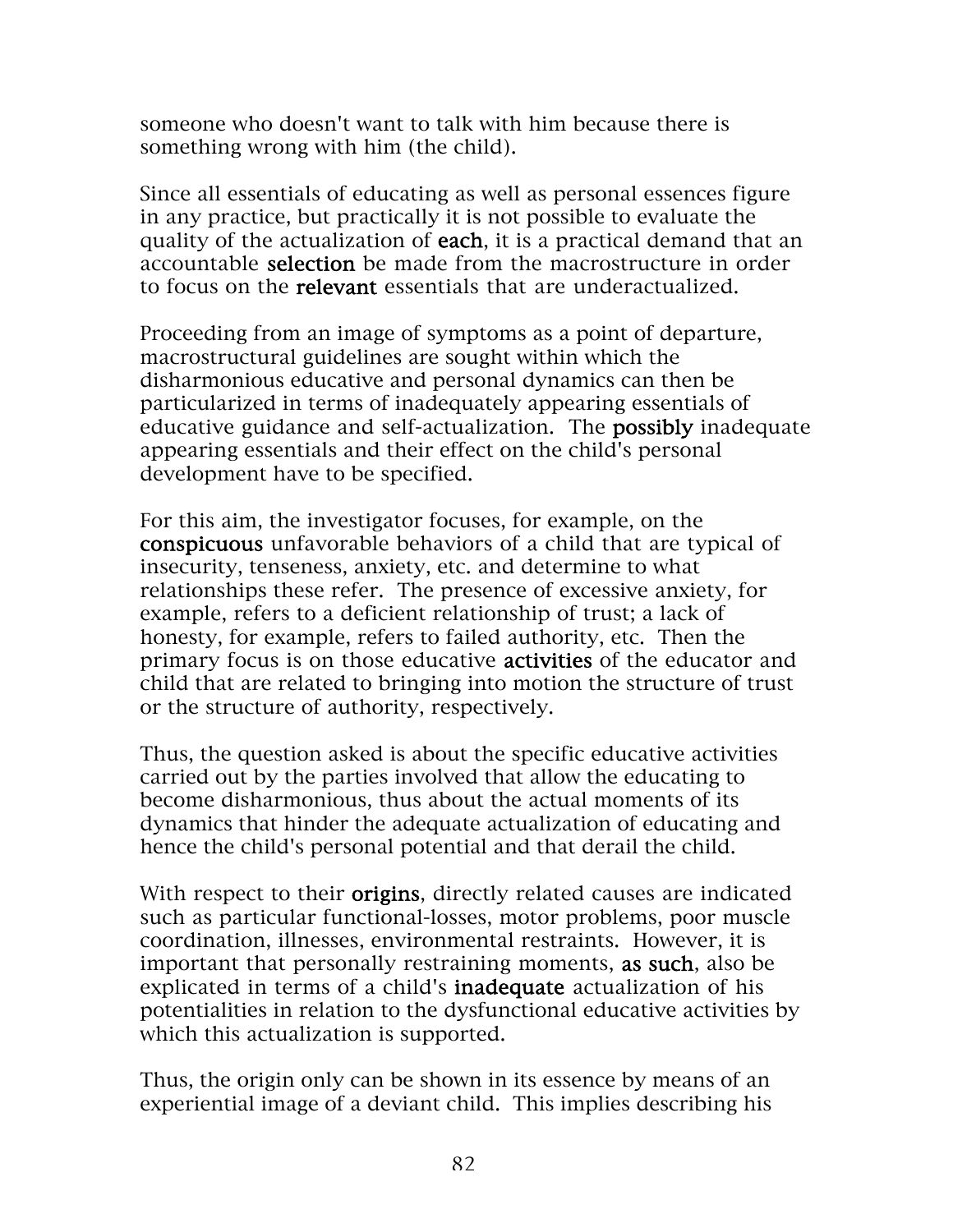someone who doesn't want to talk with him because there is something wrong with him (the child).

Since all essentials of educating as well as personal essences figure in any practice, but practically it is not possible to evaluate the quality of the actualization of **each**, it is a practical demand that an accountable **selection** be made from the macrostructure in order to focus on the **relevant** essentials that are underactualized.

Proceeding from an image of symptoms as a point of departure, macrostructural guidelines are sought within which the disharmonious educative and personal dynamics can then be particularized in terms of inadequately appearing essentials of educative guidance and self-actualization. The **possibly** inadequate appearing essentials and their effect on the child's personal development have to be specified.

For this aim, the investigator focuses, for example, on the **conspicuous** unfavorable behaviors of a child that are typical of insecurity, tenseness, anxiety, etc. and determine to what relationships these refer. The presence of excessive anxiety, for example, refers to a deficient relationship of trust; a lack of honesty, for example, refers to failed authority, etc. Then the primary focus is on those educative **activities** of the educator and child that are related to bringing into motion the structure of trust or the structure of authority, respectively.

Thus, the question asked is about the specific educative activities carried out by the parties involved that allow the educating to become disharmonious, thus about the actual moments of its dynamics that hinder the adequate actualization of educating and hence the child's personal potential and that derail the child.

With respect to their **origins**, directly related causes are indicated such as particular functional-losses, motor problems, poor muscle coordination, illnesses, environmental restraints. However, it is important that personally restraining moments, **as such**, also be explicated in terms of a child's **inadequate** actualization of his potentialities in relation to the dysfunctional educative activities by which this actualization is supported.

Thus, the origin only can be shown in its essence by means of an experiential image of a deviant child. This implies describing his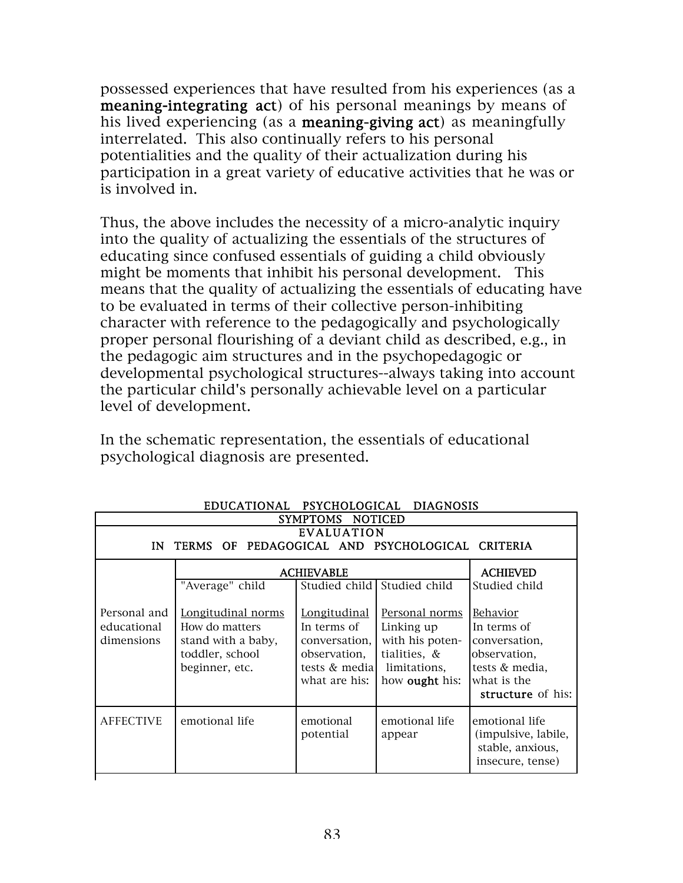possessed experiences that have resulted from his experiences (as a **meaning-integrating act**) of his personal meanings by means of his lived experiencing (as a **meaning-giving act**) as meaningfully interrelated. This also continually refers to his personal potentialities and the quality of their actualization during his participation in a great variety of educative activities that he was or is involved in.

Thus, the above includes the necessity of a micro-analytic inquiry into the quality of actualizing the essentials of the structures of educating since confused essentials of guiding a child obviously might be moments that inhibit his personal development. This means that the quality of actualizing the essentials of educating have to be evaluated in terms of their collective person-inhibiting character with reference to the pedagogically and psychologically proper personal flourishing of a deviant child as described, e.g., in the pedagogic aim structures and in the psychopedagogic or developmental psychological structures--always taking into account the particular child's personally achievable level on a particular level of development.

In the schematic representation, the essentials of educational psychological diagnosis are presented.

EDUCATIONAL PSYCHOLOGICAL DIAGNOSIS

| SYMPTOMS NOTICED | | | | |
|---|---|---|---|---|
| EVALUATION IN TERMS OF PEDAGOGICAL AND PSYCHOLOGICAL CRITERIA | | | | |
| | ACHIEVABLE | | | ACHIEVED |
| | "Average" child | Studied child | Studied child | Studied child |
| Personal and educational dimensions | Longitudinal norms How do matters stand with a baby, toddler, school beginner, etc. | Longitudinal In terms of conversation, observation, tests & media what are his: | Personal norms Linking up with his potentialities, & limitations, how **ought** his: | Behavior In terms of conversation, observation, tests & media, what is the **structure** of his: |
| AFFECTIVE | emotional life | emotional potential | emotional life appear | emotional life (impulsive, labile, stable, anxious, insecure, tense) |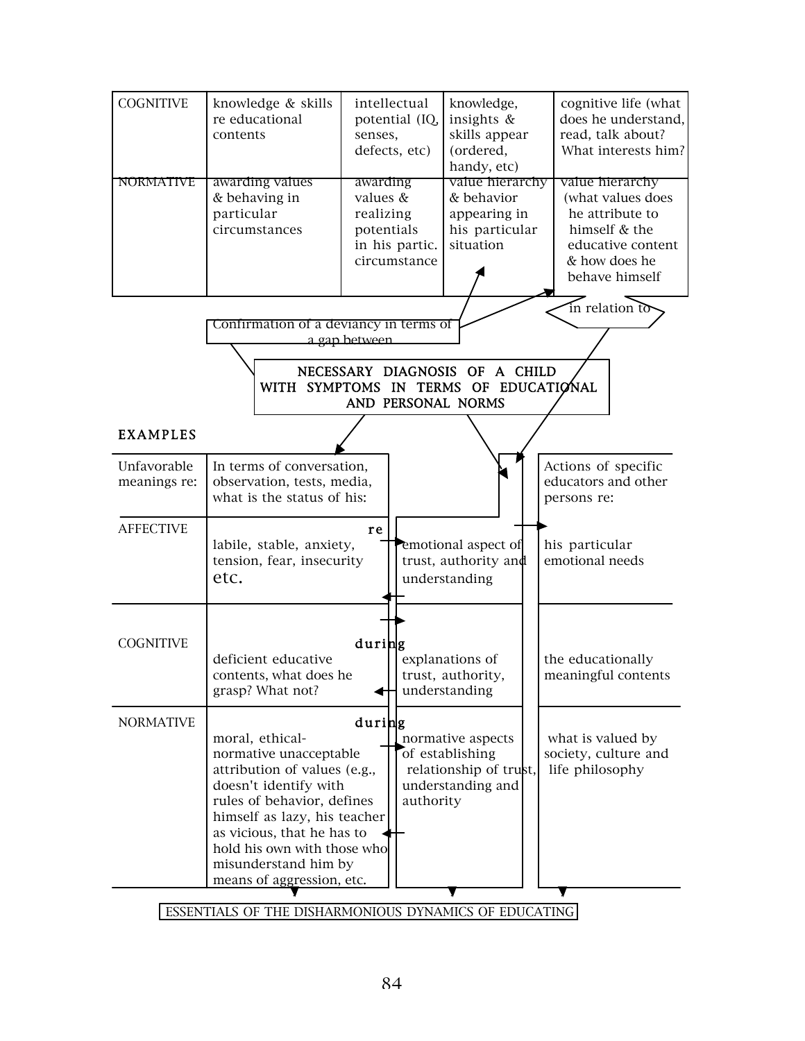| | | | | |
|---|---|---|---|---|
| COGNITIVE | knowledge & skills re educational contents | intellectual potential (IQ, senses, defects, etc) | knowledge, insights & skills appear (ordered, handy, etc) | cognitive life (what does he understand, read, talk about? What interests him? |
| NORMATIVE | awarding values & behaving in particular circumstances | awarding values & realizing potentials in his partic. circumstance | value hierarchy & behavior appearing in his particular situation | value hierarchy (what values does he attribute to himself & the educative content & how does he behave himself |

in relation to

Confirmation of a deviancy in terms of a gap between

NECESSARY DIAGNOSIS OF A CHILD WITH SYMPTOMS IN TERMS OF EDUCATIONAL AND PERSONAL NORMS

**EXAMPLES**

| Unfavorable meanings re: | In terms of conversation, observation, tests, media, what is the status of his: | | Actions of specific educators and other persons re: |
|---|---|---|---|
| AFFECTIVE | labile, stable, anxiety, tension, fear, insecurity etc. | re emotional aspect of trust, authority and understanding | his particular emotional needs |
| COGNITIVE | deficient educative contents, what does he grasp? What not? | during explanations of trust, authority, understanding | the educationally meaningful contents |
| NORMATIVE | moral, ethical-normative unacceptable attribution of values (e.g., doesn't identify with rules of behavior, defines himself as lazy, his teacher as vicious, that he has to hold his own with those who misunderstand him by means of aggression, etc. | during normative aspects of establishing relationship of trust, understanding and authority | what is valued by society, culture and life philosophy |

ESSENTIALS OF THE DISHARMONIOUS DYNAMICS OF EDUCATING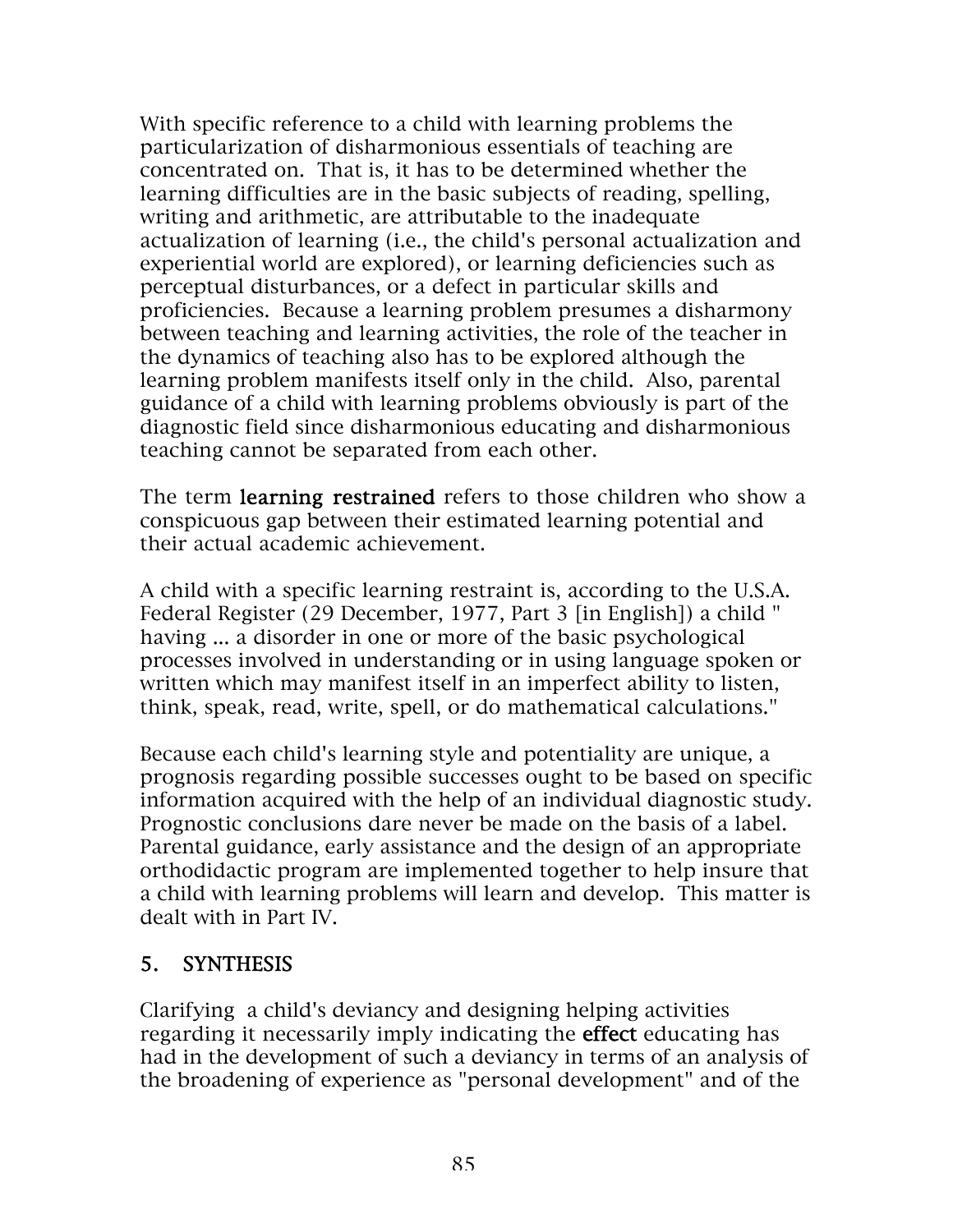With specific reference to a child with learning problems the particularization of disharmonious essentials of teaching are concentrated on. That is, it has to be determined whether the learning difficulties are in the basic subjects of reading, spelling, writing and arithmetic, are attributable to the inadequate actualization of learning (i.e., the child's personal actualization and experiential world are explored), or learning deficiencies such as perceptual disturbances, or a defect in particular skills and proficiencies. Because a learning problem presumes a disharmony between teaching and learning activities, the role of the teacher in the dynamics of teaching also has to be explored although the learning problem manifests itself only in the child. Also, parental guidance of a child with learning problems obviously is part of the diagnostic field since disharmonious educating and disharmonious teaching cannot be separated from each other.

The term **learning restrained** refers to those children who show a conspicuous gap between their estimated learning potential and their actual academic achievement.

A child with a specific learning restraint is, according to the U.S.A. Federal Register (29 December, 1977, Part 3 [in English]) a child " having ... a disorder in one or more of the basic psychological processes involved in understanding or in using language spoken or written which may manifest itself in an imperfect ability to listen, think, speak, read, write, spell, or do mathematical calculations."

Because each child's learning style and potentiality are unique, a prognosis regarding possible successes ought to be based on specific information acquired with the help of an individual diagnostic study. Prognostic conclusions dare never be made on the basis of a label. Parental guidance, early assistance and the design of an appropriate orthodidactic program are implemented together to help insure that a child with learning problems will learn and develop. This matter is dealt with in Part IV.

## 5. SYNTHESIS

Clarifying a child's deviancy and designing helping activities regarding it necessarily imply indicating the **effect** educating has had in the development of such a deviancy in terms of an analysis of the broadening of experience as "personal development" and of the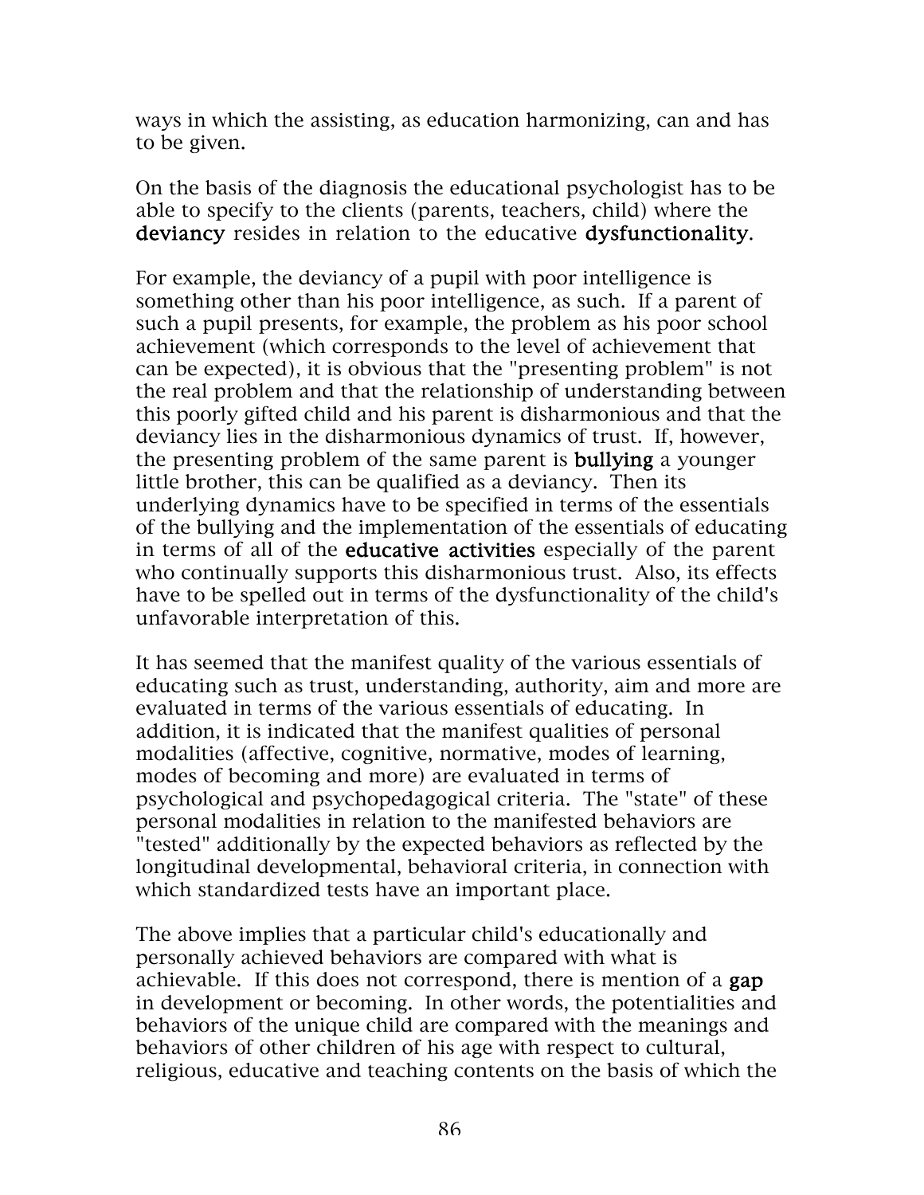ways in which the assisting, as education harmonizing, can and has to be given.

On the basis of the diagnosis the educational psychologist has to be able to specify to the clients (parents, teachers, child) where the **deviancy** resides in relation to the educative **dysfunctionality**.

For example, the deviancy of a pupil with poor intelligence is something other than his poor intelligence, as such. If a parent of such a pupil presents, for example, the problem as his poor school achievement (which corresponds to the level of achievement that can be expected), it is obvious that the "presenting problem" is not the real problem and that the relationship of understanding between this poorly gifted child and his parent is disharmonious and that the deviancy lies in the disharmonious dynamics of trust. If, however, the presenting problem of the same parent is **bullying** a younger little brother, this can be qualified as a deviancy. Then its underlying dynamics have to be specified in terms of the essentials of the bullying and the implementation of the essentials of educating in terms of all of the **educative activities** especially of the parent who continually supports this disharmonious trust. Also, its effects have to be spelled out in terms of the dysfunctionality of the child's unfavorable interpretation of this.

It has seemed that the manifest quality of the various essentials of educating such as trust, understanding, authority, aim and more are evaluated in terms of the various essentials of educating. In addition, it is indicated that the manifest qualities of personal modalities (affective, cognitive, normative, modes of learning, modes of becoming and more) are evaluated in terms of psychological and psychopedagogical criteria. The "state" of these personal modalities in relation to the manifested behaviors are "tested" additionally by the expected behaviors as reflected by the longitudinal developmental, behavioral criteria, in connection with which standardized tests have an important place.

The above implies that a particular child's educationally and personally achieved behaviors are compared with what is achievable. If this does not correspond, there is mention of a **gap** in development or becoming. In other words, the potentialities and behaviors of the unique child are compared with the meanings and behaviors of other children of his age with respect to cultural, religious, educative and teaching contents on the basis of which the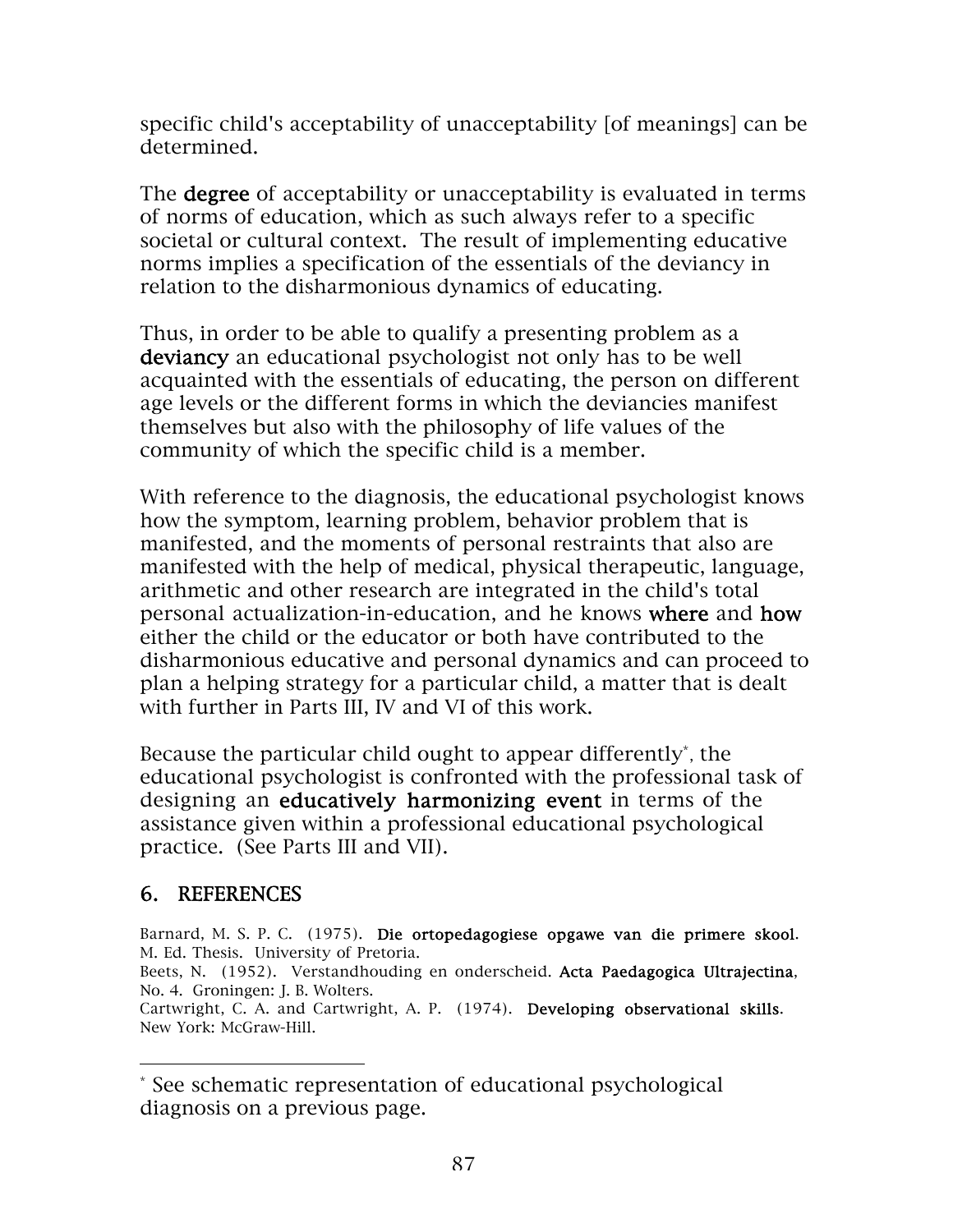specific child's acceptability of unacceptability [of meanings] can be determined.

The **degree** of acceptability or unacceptability is evaluated in terms of norms of education, which as such always refer to a specific societal or cultural context. The result of implementing educative norms implies a specification of the essentials of the deviancy in relation to the disharmonious dynamics of educating.

Thus, in order to be able to qualify a presenting problem as a **deviancy** an educational psychologist not only has to be well acquainted with the essentials of educating, the person on different age levels or the different forms in which the deviancies manifest themselves but also with the philosophy of life values of the community of which the specific child is a member.

With reference to the diagnosis, the educational psychologist knows how the symptom, learning problem, behavior problem that is manifested, and the moments of personal restraints that also are manifested with the help of medical, physical therapeutic, language, arithmetic and other research are integrated in the child's total personal actualization-in-education, and he knows **where** and **how** either the child or the educator or both have contributed to the disharmonious educative and personal dynamics and can proceed to plan a helping strategy for a particular child, a matter that is dealt with further in Parts III, IV and VI of this work.

Because the particular child ought to appear differently*, the educational psychologist is confronted with the professional task of designing an **educatively harmonizing event** in terms of the assistance given within a professional educational psychological practice. (See Parts III and VII).

## 6. REFERENCES

Barnard, M. S. P. C. (1975). **Die ortopedagogiese opgawe van die primere skool**. M. Ed. Thesis. University of Pretoria.

Beets, N. (1952). Verstandhouding en onderscheid. **Acta Paedagogica Ultrajectina**, No. 4. Groningen: J. B. Wolters.

Cartwright, C. A. and Cartwright, A. P. (1974). **Developing observational skills**. New York: McGraw-Hill.

---

* See schematic representation of educational psychological diagnosis on a previous page.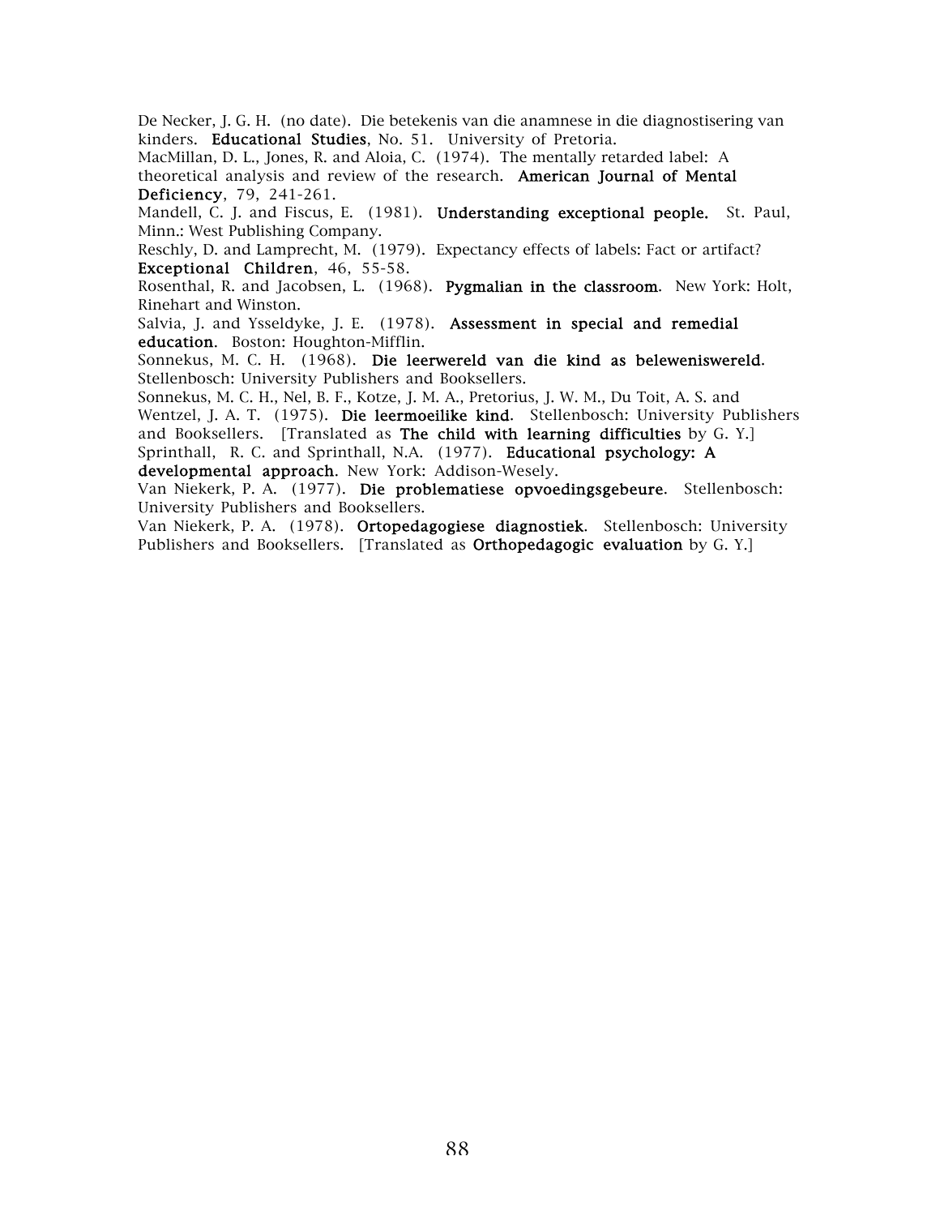De Necker, J. G. H. (no date). Die betekenis van die anamnese in die diagnostisering van kinders. **Educational Studies**, No. 51. University of Pretoria.

MacMillan, D. L., Jones, R. and Aloia, C. (1974). The mentally retarded label: A theoretical analysis and review of the research. **American Journal of Mental Deficiency**, 79, 241-261.

Mandell, C. J. and Fiscus, E. (1981). **Understanding exceptional people.** St. Paul, Minn.: West Publishing Company.

Reschly, D. and Lamprecht, M. (1979). Expectancy effects of labels: Fact or artifact? **Exceptional Children**, 46, 55-58.

Rosenthal, R. and Jacobsen, L. (1968). **Pygmalian in the classroom**. New York: Holt, Rinehart and Winston.

Salvia, J. and Ysseldyke, J. E. (1978). **Assessment in special and remedial education**. Boston: Houghton-Mifflin.

Sonnekus, M. C. H. (1968). **Die leerwereld van die kind as beleweniswereld**. Stellenbosch: University Publishers and Booksellers.

Sonnekus, M. C. H., Nel, B. F., Kotze, J. M. A., Pretorius, J. W. M., Du Toit, A. S. and Wentzel, J. A. T. (1975). **Die leermoeilike kind**. Stellenbosch: University Publishers and Booksellers. [Translated as **The child with learning difficulties** by G. Y.]

Sprinthall, R. C. and Sprinthall, N.A. (1977). **Educational psychology: A developmental approach**. New York: Addison-Wesely.

Van Niekerk, P. A. (1977). **Die problematiese opvoedingsgebeure**. Stellenbosch: University Publishers and Booksellers.

Van Niekerk, P. A. (1978). **Ortopedagogiese diagnostiek**. Stellenbosch: University Publishers and Booksellers. [Translated as **Orthopedagogic evaluation** by G. Y.]